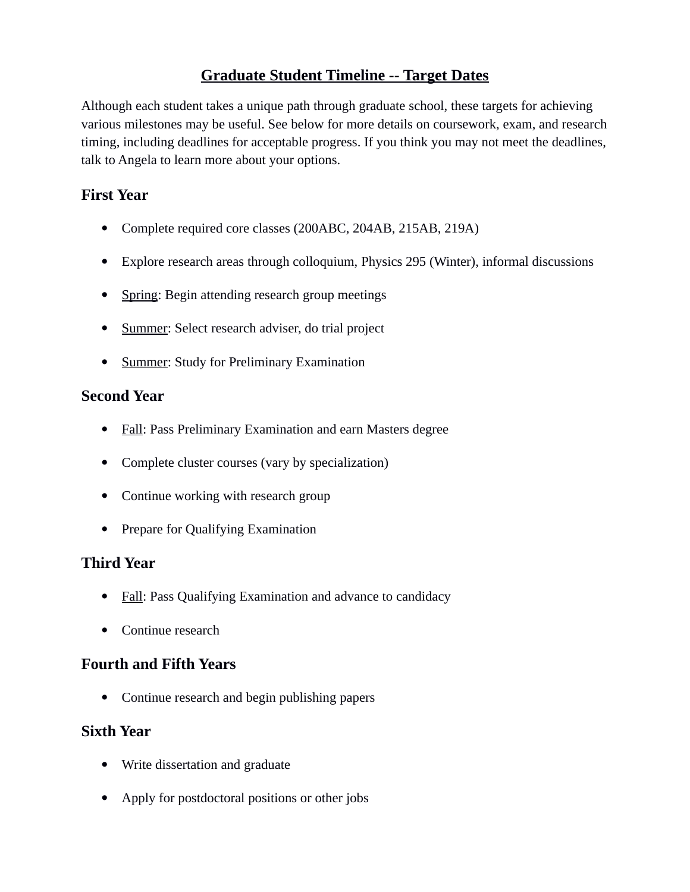# Graduate Student Timeline -- Target Dates

Although each student takes a unique path through graduate school, these targets for achieving various milestones may be useful. See below for more details on coursework, exam, and research timing, including deadlines for acceptable progress. If you think you may not meet the deadlines, talk to Angela to learn more about your options.

## First Year

- Complete required core classes (200ABC, 204AB, 215AB, 219A)
- Explore research areas through colloquium, Physics 295 (Winter), informal discussions
- Spring: Begin attending research group meetings
- Summer: Select research adviser, do trial project
- Summer: Study for Preliminary Examination

## Second Year

- Fall: Pass Preliminary Examination and earn Masters degree
- Complete cluster courses (vary by specialization)
- Continue working with research group
- Prepare for Qualifying Examination

## Third Year

- Fall: Pass Qualifying Examination and advance to candidacy
- Continue research

## Fourth and Fifth Years

- Continue research and begin publishing papers

## Sixth Year

- Write dissertation and graduate
- Apply for postdoctoral positions or other jobs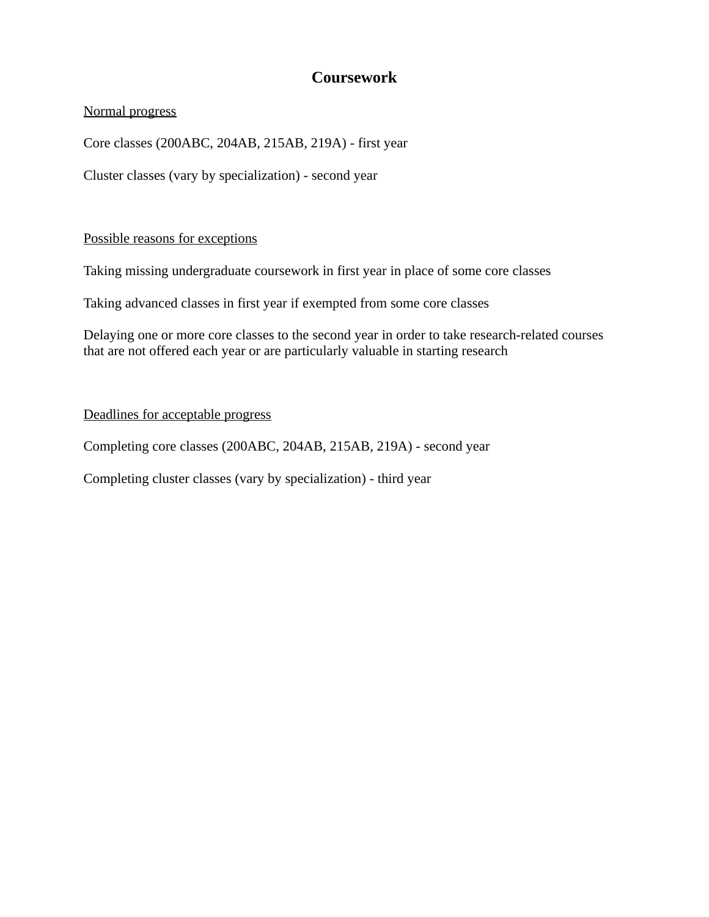# Coursework

<u>Normal progress</u>

Core classes (200ABC, 204AB, 215AB, 219A) - first year

Cluster classes (vary by specialization) - second year

<u>Possible reasons for exceptions</u>

Taking missing undergraduate coursework in first year in place of some core classes

Taking advanced classes in first year if exempted from some core classes

Delaying one or more core classes to the second year in order to take research-related courses that are not offered each year or are particularly valuable in starting research

<u>Deadlines for acceptable progress</u>

Completing core classes (200ABC, 204AB, 215AB, 219A) - second year

Completing cluster classes (vary by specialization) - third year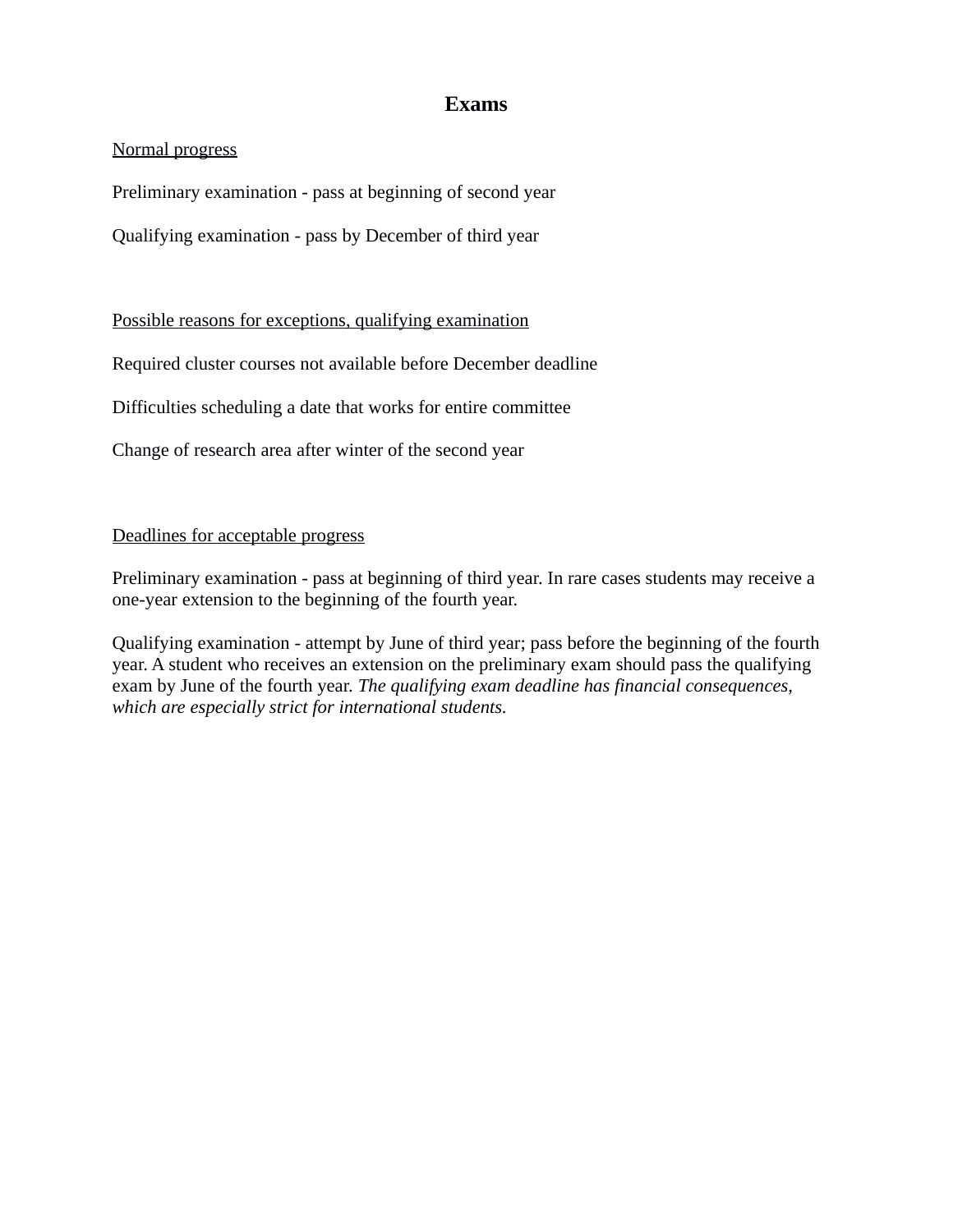# Exams

<u>Normal progress</u>

Preliminary examination - pass at beginning of second year

Qualifying examination - pass by December of third year

<u>Possible reasons for exceptions, qualifying examination</u>

Required cluster courses not available before December deadline

Difficulties scheduling a date that works for entire committee

Change of research area after winter of the second year

<u>Deadlines for acceptable progress</u>

Preliminary examination - pass at beginning of third year. In rare cases students may receive a one-year extension to the beginning of the fourth year.

Qualifying examination - attempt by June of third year; pass before the beginning of the fourth year. A student who receives an extension on the preliminary exam should pass the qualifying exam by June of the fourth year. *The qualifying exam deadline has financial consequences, which are especially strict for international students.*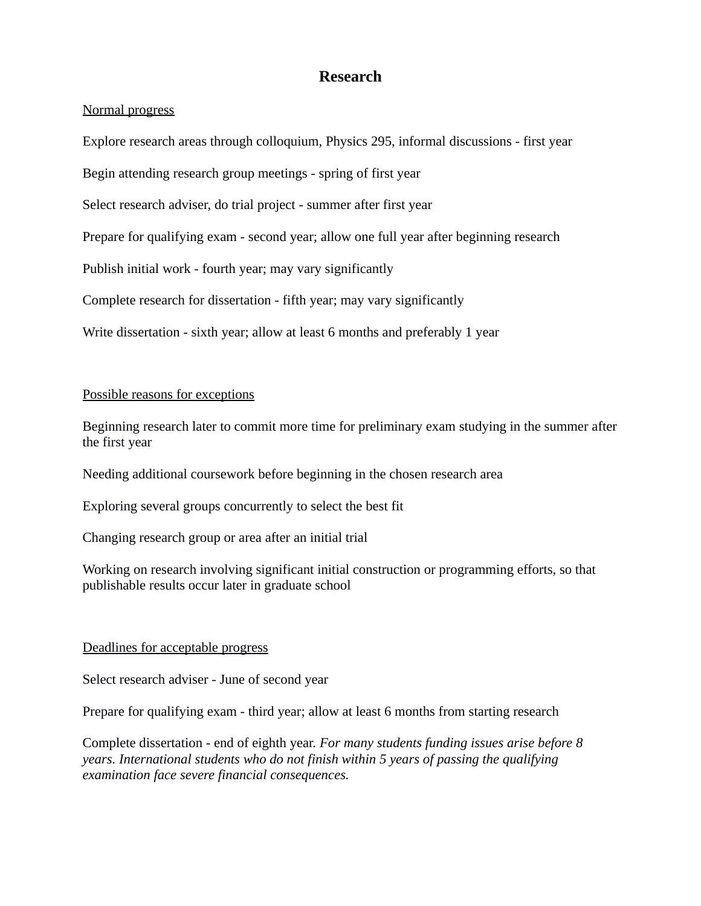# Research

<u>Normal progress</u>

Explore research areas through colloquium, Physics 295, informal discussions - first year

Begin attending research group meetings - spring of first year

Select research adviser, do trial project - summer after first year

Prepare for qualifying exam - second year; allow one full year after beginning research

Publish initial work - fourth year; may vary significantly

Complete research for dissertation - fifth year; may vary significantly

Write dissertation - sixth year; allow at least 6 months and preferably 1 year

<u>Possible reasons for exceptions</u>

Beginning research later to commit more time for preliminary exam studying in the summer after the first year

Needing additional coursework before beginning in the chosen research area

Exploring several groups concurrently to select the best fit

Changing research group or area after an initial trial

Working on research involving significant initial construction or programming efforts, so that publishable results occur later in graduate school

<u>Deadlines for acceptable progress</u>

Select research adviser - June of second year

Prepare for qualifying exam - third year; allow at least 6 months from starting research

Complete dissertation - end of eighth year. *For many students funding issues arise before 8 years. International students who do not finish within 5 years of passing the qualifying examination face severe financial consequences.*